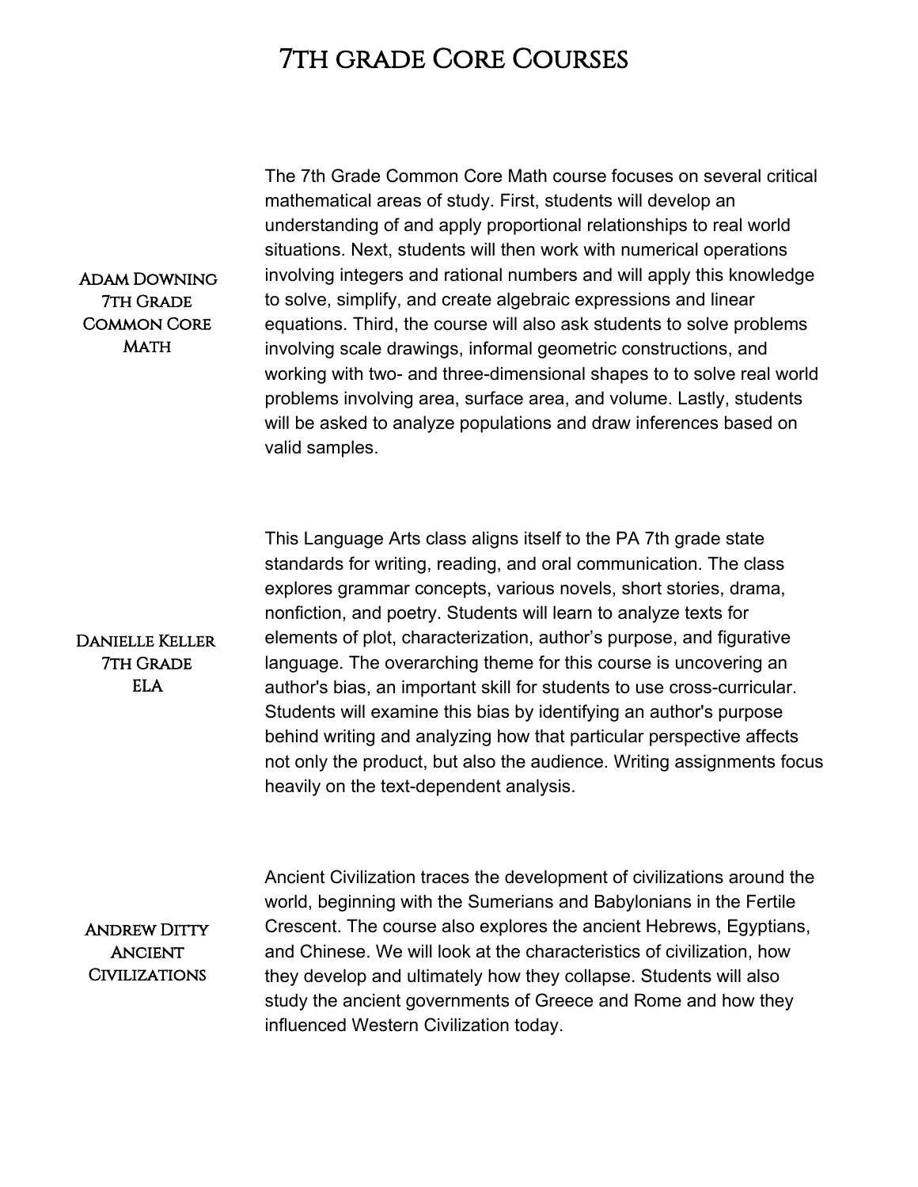# 7th grade Core Courses

**Adam Downing**
**7th Grade**
**Common Core**
**Math**

The 7th Grade Common Core Math course focuses on several critical mathematical areas of study. First, students will develop an understanding of and apply proportional relationships to real world situations. Next, students will then work with numerical operations involving integers and rational numbers and will apply this knowledge to solve, simplify, and create algebraic expressions and linear equations. Third, the course will also ask students to solve problems involving scale drawings, informal geometric constructions, and working with two- and three-dimensional shapes to to solve real world problems involving area, surface area, and volume. Lastly, students will be asked to analyze populations and draw inferences based on valid samples.

**Danielle Keller**
**7th Grade**
**ELA**

This Language Arts class aligns itself to the PA 7th grade state standards for writing, reading, and oral communication. The class explores grammar concepts, various novels, short stories, drama, nonfiction, and poetry. Students will learn to analyze texts for elements of plot, characterization, author's purpose, and figurative language. The overarching theme for this course is uncovering an author's bias, an important skill for students to use cross-curricular. Students will examine this bias by identifying an author's purpose behind writing and analyzing how that particular perspective affects not only the product, but also the audience. Writing assignments focus heavily on the text-dependent analysis.

**Andrew Ditty**
**Ancient**
**Civilizations**

Ancient Civilization traces the development of civilizations around the world, beginning with the Sumerians and Babylonians in the Fertile Crescent. The course also explores the ancient Hebrews, Egyptians, and Chinese. We will look at the characteristics of civilization, how they develop and ultimately how they collapse. Students will also study the ancient governments of Greece and Rome and how they influenced Western Civilization today.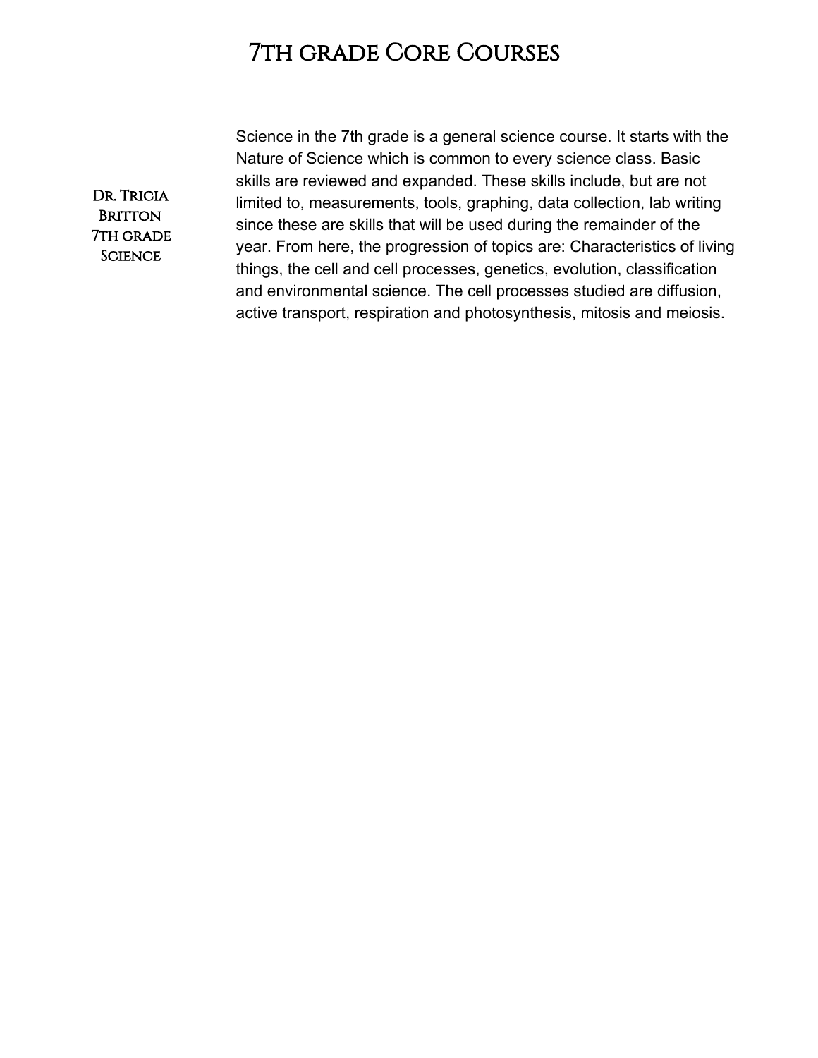# 7th grade Core Courses

**Dr. Tricia Britton**
**7th grade Science**

Science in the 7th grade is a general science course. It starts with the Nature of Science which is common to every science class. Basic skills are reviewed and expanded. These skills include, but are not limited to, measurements, tools, graphing, data collection, lab writing since these are skills that will be used during the remainder of the year. From here, the progression of topics are: Characteristics of living things, the cell and cell processes, genetics, evolution, classification and environmental science. The cell processes studied are diffusion, active transport, respiration and photosynthesis, mitosis and meiosis.